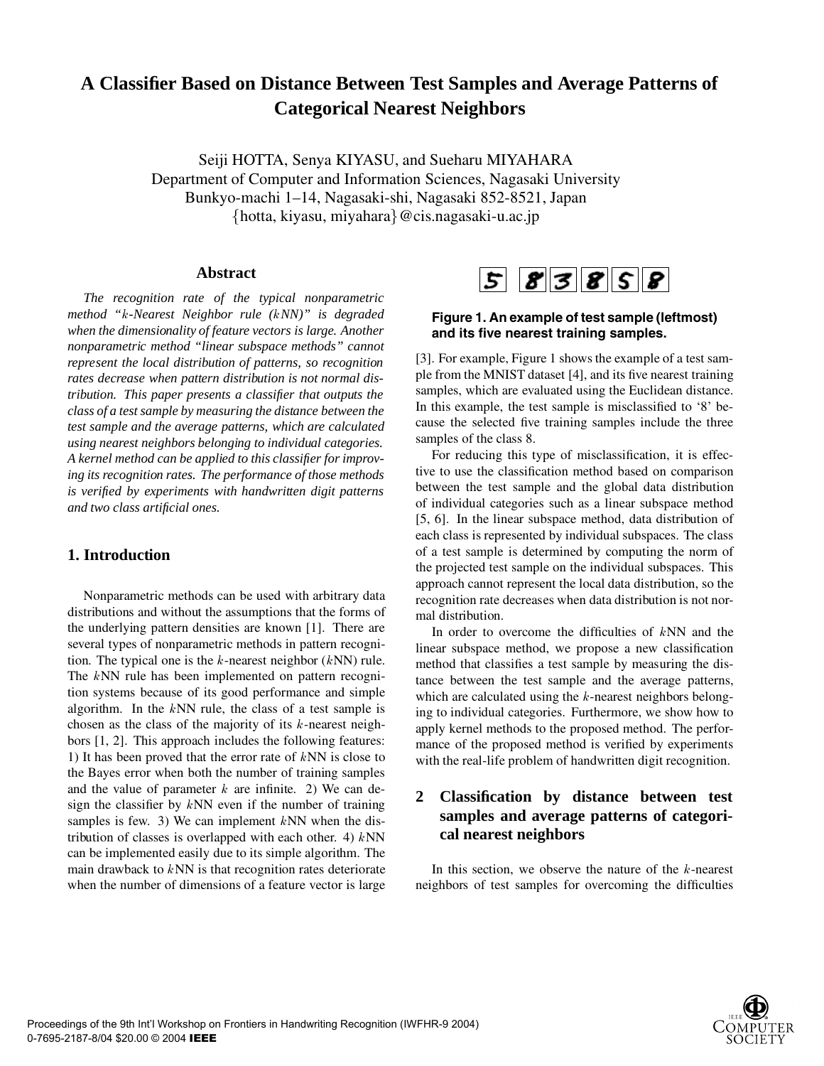# A Classifier Based on Distance Between Test Samples and Average Patterns of Categorical Nearest Neighbors

Seiji HOTTA, Senya KIYASU, and Sueharu MIYAHARA
Department of Computer and Information Sciences, Nagasaki University
Bunkyo-machi 1–14, Nagasaki-shi, Nagasaki 852-8521, Japan
{hotta, kiyasu, miyahara}@cis.nagasaki-u.ac.jp

## Abstract

*The recognition rate of the typical nonparametric method "$k$-Nearest Neighbor rule ($k$NN)" is degraded when the dimensionality of feature vectors is large. Another nonparametric method "linear subspace methods" cannot represent the local distribution of patterns, so recognition rates decrease when pattern distribution is not normal distribution. This paper presents a classifier that outputs the class of a test sample by measuring the distance between the test sample and the average patterns, which are calculated using nearest neighbors belonging to individual categories. A kernel method can be applied to this classifier for improving its recognition rates. The performance of those methods is verified by experiments with handwritten digit patterns and two class artificial ones.*

## 1. Introduction

Nonparametric methods can be used with arbitrary data distributions and without the assumptions that the forms of the underlying pattern densities are known [1]. There are several types of nonparametric methods in pattern recognition. The typical one is the $k$-nearest neighbor ($k$NN) rule. The $k$NN rule has been implemented on pattern recognition systems because of its good performance and simple algorithm. In the $k$NN rule, the class of a test sample is chosen as the class of the majority of its $k$-nearest neighbors [1, 2]. This approach includes the following features: 1) It has been proved that the error rate of $k$NN is close to the Bayes error when both the number of training samples and the value of parameter $k$ are infinite. 2) We can design the classifier by $k$NN even if the number of training samples is few. 3) We can implement $k$NN when the distribution of classes is overlapped with each other. 4) $k$NN can be implemented easily due to its simple algorithm. The main drawback to $k$NN is that recognition rates deteriorate when the number of dimensions of a feature vector is large [3]. For example, Figure 1 shows the example of a test sample from the MNIST dataset [4], and its five nearest training samples, which are evaluated using the Euclidean distance. In this example, the test sample is misclassified to '8' because the selected five training samples include the three samples of the class 8.

**Figure 1. An example of test sample (leftmost) and its five nearest training samples.**

For reducing this type of misclassification, it is effective to use the classification method based on comparison between the test sample and the global data distribution of individual categories such as a linear subspace method [5, 6]. In the linear subspace method, data distribution of each class is represented by individual subspaces. The class of a test sample is determined by computing the norm of the projected test sample on the individual subspaces. This approach cannot represent the local data distribution, so the recognition rate decreases when data distribution is not normal distribution.

In order to overcome the difficulties of $k$NN and the linear subspace method, we propose a new classification method that classifies a test sample by measuring the distance between the test sample and the average patterns, which are calculated using the $k$-nearest neighbors belonging to individual categories. Furthermore, we show how to apply kernel methods to the proposed method. The performance of the proposed method is verified by experiments with the real-life problem of handwritten digit recognition.

## 2 Classification by distance between test samples and average patterns of categorical nearest neighbors

In this section, we observe the nature of the $k$-nearest neighbors of test samples for overcoming the difficulties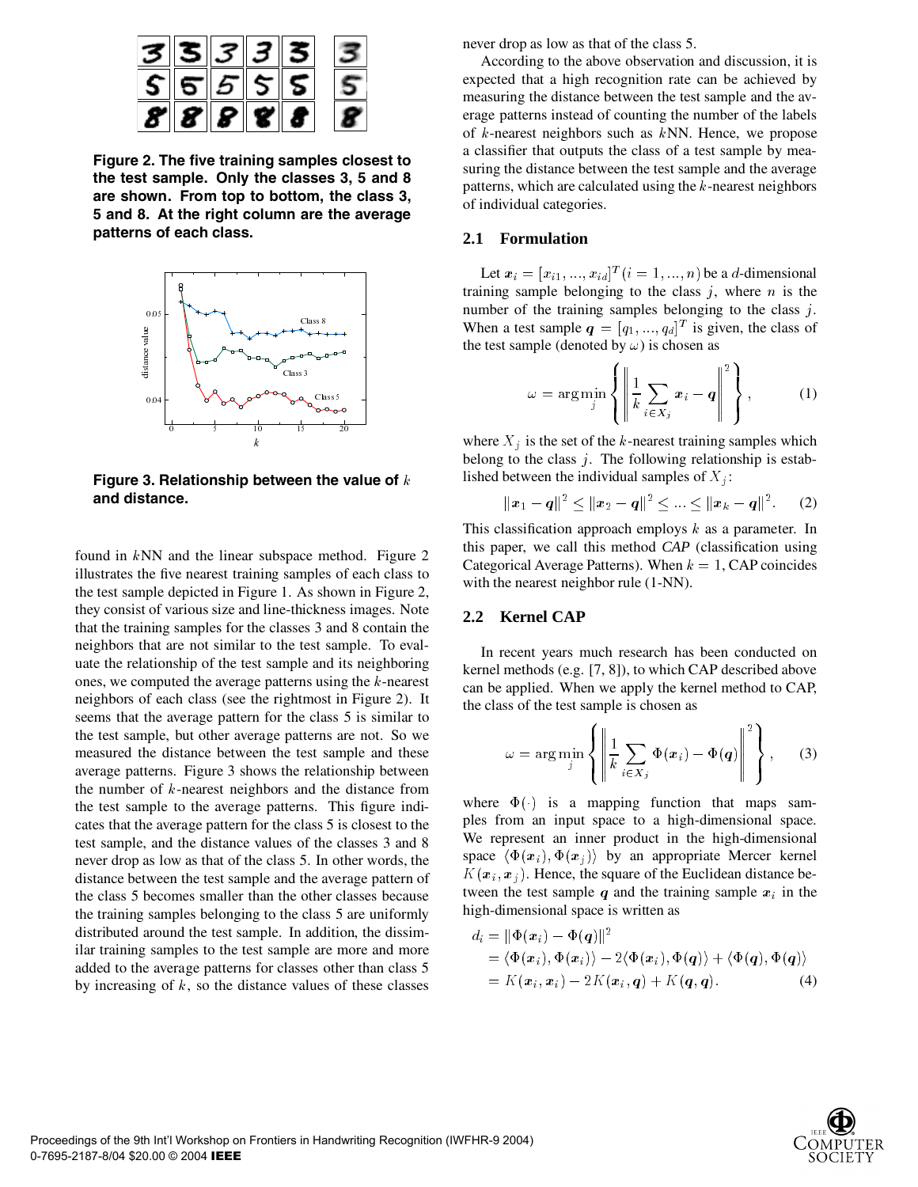Figure 2. The five training samples closest to the test sample. Only the classes 3, 5 and 8 are shown. From top to bottom, the class 3, 5 and 8. At the right column are the average patterns of each class.

Figure 3. Relationship between the value of $k$ and distance.

found in $k$NN and the linear subspace method. Figure 2 illustrates the five nearest training samples of each class to the test sample depicted in Figure 1. As shown in Figure 2, they consist of various size and line-thickness images. Note that the training samples for the classes 3 and 8 contain the neighbors that are not similar to the test sample. To evaluate the relationship of the test sample and its neighboring ones, we computed the average patterns using the $k$-nearest neighbors of each class (see the rightmost in Figure 2). It seems that the average pattern for the class 5 is similar to the test sample, but other average patterns are not. So we measured the distance between the test sample and these average patterns. Figure 3 shows the relationship between the number of $k$-nearest neighbors and the distance from the test sample to the average patterns. This figure indicates that the average pattern for the class 5 is closest to the test sample, and the distance values of the classes 3 and 8 never drop as low as that of the class 5. In other words, the distance between the test sample and the average pattern of the class 5 becomes smaller than the other classes because the training samples belonging to the class 5 are uniformly distributed around the test sample. In addition, the dissimilar training samples to the test sample are more and more added to the average patterns for classes other than class 5 by increasing of $k$, so the distance values of these classes never drop as low as that of the class 5.

According to the above observation and discussion, it is expected that a high recognition rate can be achieved by measuring the distance between the test sample and the average patterns instead of counting the number of the labels of $k$-nearest neighbors such as $k$NN. Hence, we propose a classifier that outputs the class of a test sample by measuring the distance between the test sample and the average patterns, which are calculated using the $k$-nearest neighbors of individual categories.

## 2.1 Formulation

Let $\boldsymbol{x}_i = [x_{i1}, ..., x_{id}]^T (i = 1, ..., n)$ be a $d$-dimensional training sample belonging to the class $j$, where $n$ is the number of the training samples belonging to the class $j$. When a test sample $\boldsymbol{q} = [q_1, ..., q_d]^T$ is given, the class of the test sample (denoted by $\omega$) is chosen as

$$\omega = \arg\min_j \left\{ \left\| \frac{1}{k} \sum_{i \in X_j} \boldsymbol{x}_i - \boldsymbol{q} \right\|^2 \right\}, \tag{1}$$

where $X_j$ is the set of the $k$-nearest training samples which belong to the class $j$. The following relationship is established between the individual samples of $X_j$:

$$\|\boldsymbol{x}_1 - \boldsymbol{q}\|^2 \leq \|\boldsymbol{x}_2 - \boldsymbol{q}\|^2 \leq ... \leq \|\boldsymbol{x}_k - \boldsymbol{q}\|^2. \tag{2}$$

This classification approach employs $k$ as a parameter. In this paper, we call this method *CAP* (classification using Categorical Average Patterns). When $k = 1$, CAP coincides with the nearest neighbor rule (1-NN).

## 2.2 Kernel CAP

In recent years much research has been conducted on kernel methods (e.g. [7, 8]), to which CAP described above can be applied. When we apply the kernel method to CAP, the class of the test sample is chosen as

$$\omega = \arg\min_j \left\{ \left\| \frac{1}{k} \sum_{i \in X_j} \Phi(\boldsymbol{x}_i) - \Phi(\boldsymbol{q}) \right\|^2 \right\}, \tag{3}$$

where $\Phi(\cdot)$ is a mapping function that maps samples from an input space to a high-dimensional space. We represent an inner product in the high-dimensional space $\langle \Phi(\boldsymbol{x}_i), \Phi(\boldsymbol{x}_j) \rangle$ by an appropriate Mercer kernel $K(\boldsymbol{x}_i, \boldsymbol{x}_j)$. Hence, the square of the Euclidean distance between the test sample $\boldsymbol{q}$ and the training sample $\boldsymbol{x}_i$ in the high-dimensional space is written as

$$\begin{aligned} d_i &= \|\Phi(\boldsymbol{x}_i) - \Phi(\boldsymbol{q})\|^2 \\ &= \langle \Phi(\boldsymbol{x}_i), \Phi(\boldsymbol{x}_i) \rangle - 2\langle \Phi(\boldsymbol{x}_i), \Phi(\boldsymbol{q}) \rangle + \langle \Phi(\boldsymbol{q}), \Phi(\boldsymbol{q}) \rangle \\ &= K(\boldsymbol{x}_i, \boldsymbol{x}_i) - 2K(\boldsymbol{x}_i, \boldsymbol{q}) + K(\boldsymbol{q}, \boldsymbol{q}). \end{aligned} \tag{4}$$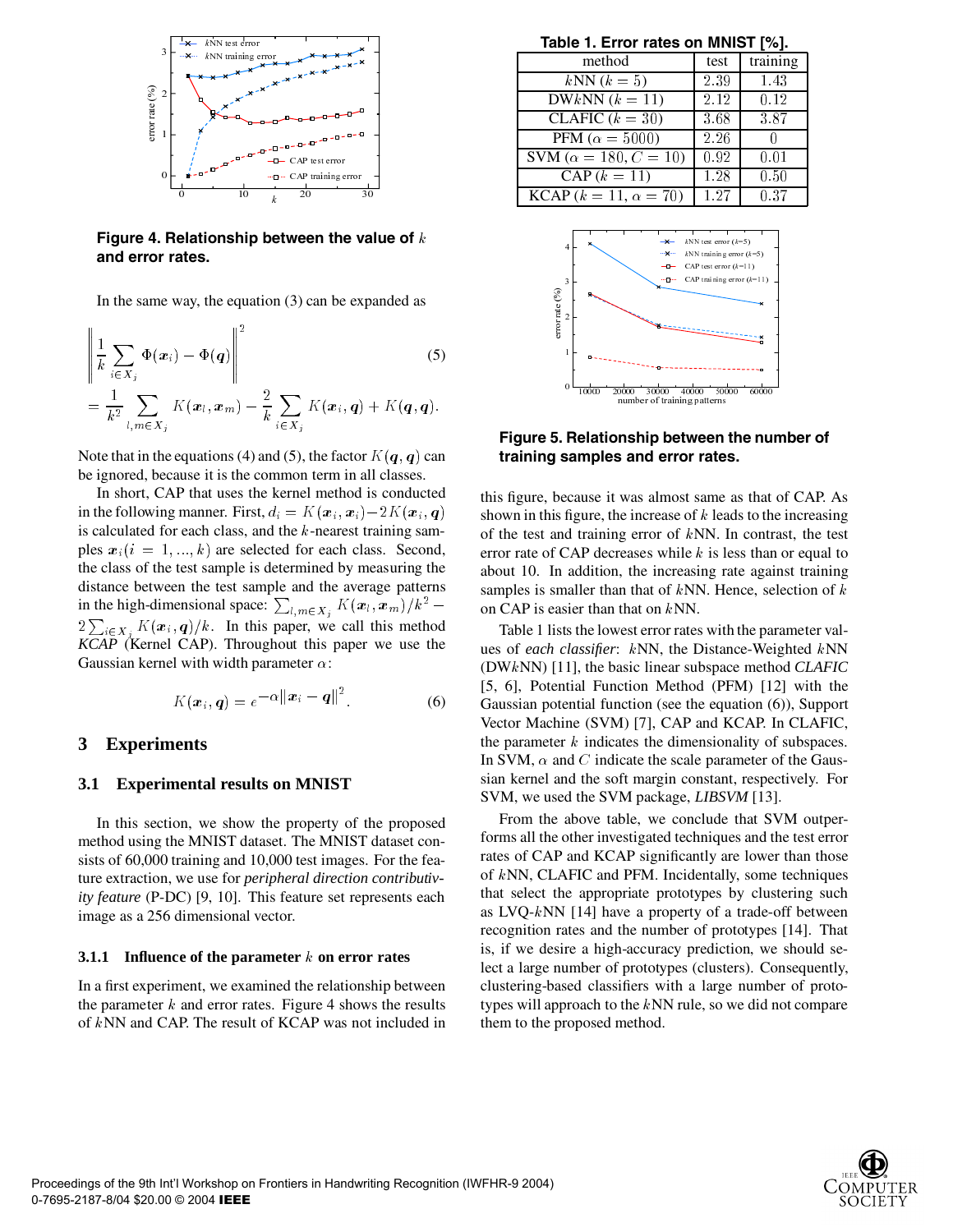**Figure 4. Relationship between the value of $k$ and error rates.**

In the same way, the equation (3) can be expanded as

$$\left\| \frac{1}{k} \sum_{i \in X_j} \Phi(\boldsymbol{x}_i) - \Phi(\boldsymbol{q}) \right\|^2 \tag{5}$$

$$= \frac{1}{k^2} \sum_{l,m \in X_j} K(\boldsymbol{x}_l, \boldsymbol{x}_m) - \frac{2}{k} \sum_{i \in X_j} K(\boldsymbol{x}_i, \boldsymbol{q}) + K(\boldsymbol{q}, \boldsymbol{q}).$$

Note that in the equations (4) and (5), the factor $K(\boldsymbol{q}, \boldsymbol{q})$ can be ignored, because it is the common term in all classes.

In short, CAP that uses the kernel method is conducted in the following manner. First, $d_i = K(\boldsymbol{x}_i, \boldsymbol{x}_i) - 2K(\boldsymbol{x}_i, \boldsymbol{q})$ is calculated for each class, and the $k$-nearest training samples $\boldsymbol{x}_i (i = 1, ..., k)$ are selected for each class. Second, the class of the test sample is determined by measuring the distance between the test sample and the average patterns in the high-dimensional space: $\sum_{l,m \in X_j} K(\boldsymbol{x}_l, \boldsymbol{x}_m)/k^2 - 2\sum_{i \in X_j} K(\boldsymbol{x}_i, \boldsymbol{q})/k$. In this paper, we call this method *KCAP* (Kernel CAP). Throughout this paper we use the Gaussian kernel with width parameter $\alpha$:

$$K(\boldsymbol{x}_i, \boldsymbol{q}) = e^{-\alpha \|\boldsymbol{x}_i - \boldsymbol{q}\|^2}. \tag{6}$$

# 3 Experiments

## 3.1 Experimental results on MNIST

In this section, we show the property of the proposed method using the MNIST dataset. The MNIST dataset consists of 60,000 training and 10,000 test images. For the feature extraction, we use for *peripheral direction contributivity feature* (P-DC) [9, 10]. This feature set represents each image as a 256 dimensional vector.

### 3.1.1 Influence of the parameter $k$ on error rates

In a first experiment, we examined the relationship between the parameter $k$ and error rates. Figure 4 shows the results of $k$NN and CAP. The result of KCAP was not included in this figure, because it was almost same as that of CAP. As shown in this figure, the increase of $k$ leads to the increasing of the test and training error of $k$NN. In contrast, the test error rate of CAP decreases while $k$ is less than or equal to about 10. In addition, the increasing rate against training samples is smaller than that of $k$NN. Hence, selection of $k$ on CAP is easier than that on $k$NN.

**Table 1. Error rates on MNIST [%].**

| method | test | training |
|---|---|---|
| $k$NN ($k = 5$) | 2.39 | 1.43 |
| DW$k$NN ($k = 11$) | 2.12 | 0.12 |
| CLAFIC ($k = 30$) | 3.68 | 3.87 |
| PFM ($\alpha = 5000$) | 2.26 | 0 |
| SVM ($\alpha = 180, C = 10$) | 0.92 | 0.01 |
| CAP ($k = 11$) | 1.28 | 0.50 |
| KCAP ($k = 11, \alpha = 70$) | 1.27 | 0.37 |

**Figure 5. Relationship between the number of training samples and error rates.**

Table 1 lists the lowest error rates with the parameter values of *each classifier*: $k$NN, the Distance-Weighted $k$NN (DW$k$NN) [11], the basic linear subspace method *CLAFIC* [5, 6], Potential Function Method (PFM) [12] with the Gaussian potential function (see the equation (6)), Support Vector Machine (SVM) [7], CAP and KCAP. In CLAFIC, the parameter $k$ indicates the dimensionality of subspaces. In SVM, $\alpha$ and $C$ indicate the scale parameter of the Gaussian kernel and the soft margin constant, respectively. For SVM, we used the SVM package, *LIBSVM* [13].

From the above table, we conclude that SVM outperforms all the other investigated techniques and the test error rates of CAP and KCAP significantly are lower than those of $k$NN, CLAFIC and PFM. Incidentally, some techniques that select the appropriate prototypes by clustering such as LVQ-$k$NN [14] have a property of a trade-off between recognition rates and the number of prototypes [14]. That is, if we desire a high-accuracy prediction, we should select a large number of prototypes (clusters). Consequently, clustering-based classifiers with a large number of prototypes will approach to the $k$NN rule, so we did not compare them to the proposed method.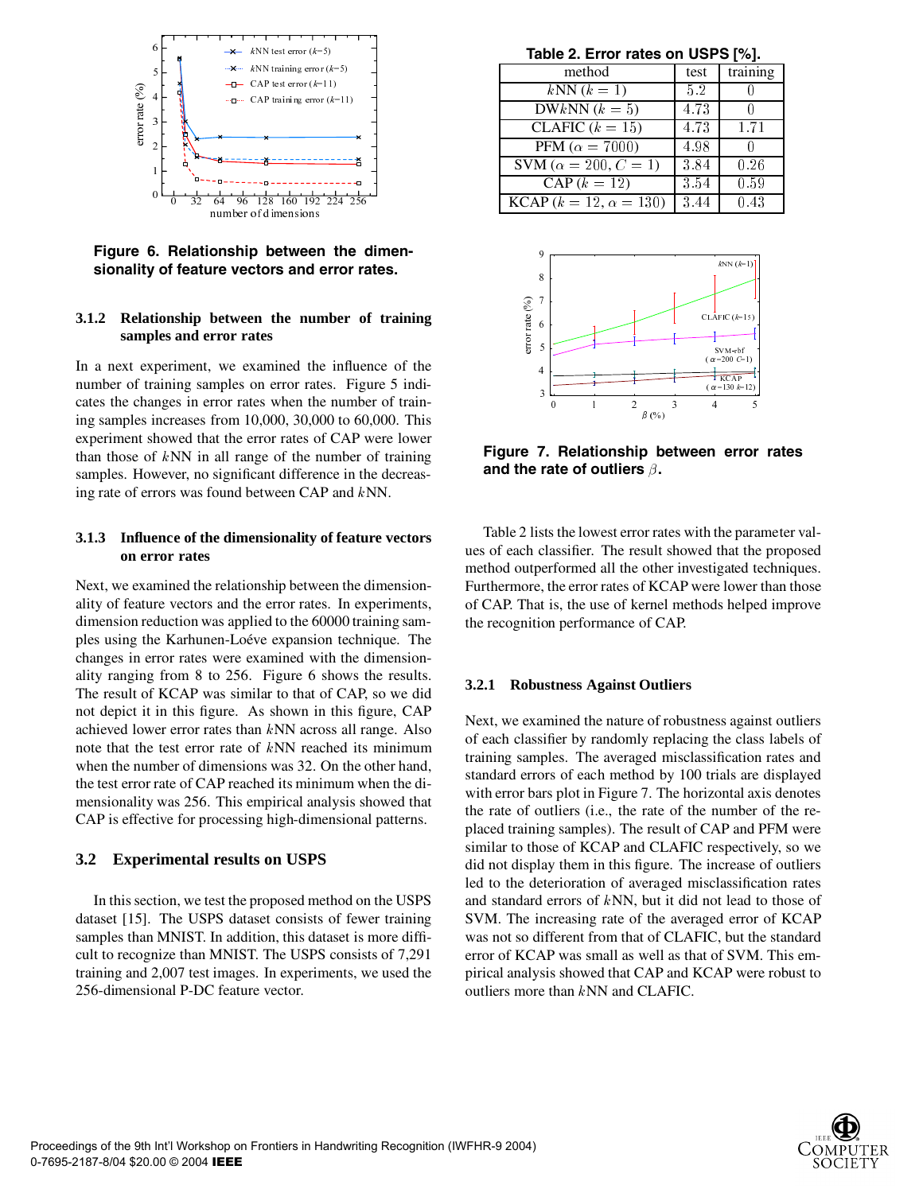**Figure 6. Relationship between the dimensionality of feature vectors and error rates.**

### 3.1.2 Relationship between the number of training samples and error rates

In a next experiment, we examined the influence of the number of training samples on error rates. Figure 5 indicates the changes in error rates when the number of training samples increases from 10,000, 30,000 to 60,000. This experiment showed that the error rates of CAP were lower than those of $k$NN in all range of the number of training samples. However, no significant difference in the decreasing rate of errors was found between CAP and $k$NN.

### 3.1.3 Influence of the dimensionality of feature vectors on error rates

Next, we examined the relationship between the dimensionality of feature vectors and the error rates. In experiments, dimension reduction was applied to the 60000 training samples using the Karhunen-Loéve expansion technique. The changes in error rates were examined with the dimensionality ranging from 8 to 256. Figure 6 shows the results. The result of KCAP was similar to that of CAP, so we did not depict it in this figure. As shown in this figure, CAP achieved lower error rates than $k$NN across all range. Also note that the test error rate of $k$NN reached its minimum when the number of dimensions was 32. On the other hand, the test error rate of CAP reached its minimum when the dimensionality was 256. This empirical analysis showed that CAP is effective for processing high-dimensional patterns.

## 3.2 Experimental results on USPS

In this section, we test the proposed method on the USPS dataset [15]. The USPS dataset consists of fewer training samples than MNIST. In addition, this dataset is more difficult to recognize than MNIST. The USPS consists of 7,291 training and 2,007 test images. In experiments, we used the 256-dimensional P-DC feature vector.

**Table 2. Error rates on USPS [%].**

| method | test | training |
|---|---|---|
| $k$NN ($k = 1$) | 5.2 | 0 |
| DW$k$NN ($k = 5$) | 4.73 | 0 |
| CLAFIC ($k = 15$) | 4.73 | 1.71 |
| PFM ($\alpha = 7000$) | 4.98 | 0 |
| SVM ($\alpha = 200, C = 1$) | 3.84 | 0.26 |
| CAP ($k = 12$) | 3.54 | 0.59 |
| KCAP ($k = 12, \alpha = 130$) | 3.44 | 0.43 |

**Figure 7. Relationship between error rates and the rate of outliers $\beta$.**

Table 2 lists the lowest error rates with the parameter values of each classifier. The result showed that the proposed method outperformed all the other investigated techniques. Furthermore, the error rates of KCAP were lower than those of CAP. That is, the use of kernel methods helped improve the recognition performance of CAP.

### 3.2.1 Robustness Against Outliers

Next, we examined the nature of robustness against outliers of each classifier by randomly replacing the class labels of training samples. The averaged misclassification rates and standard errors of each method by 100 trials are displayed with error bars plot in Figure 7. The horizontal axis denotes the rate of outliers (i.e., the rate of the number of the replaced training samples). The result of CAP and PFM were similar to those of KCAP and CLAFIC respectively, so we did not display them in this figure. The increase of outliers led to the deterioration of averaged misclassification rates and standard errors of $k$NN, but it did not lead to those of SVM. The increasing rate of the averaged error of KCAP was not so different from that of CLAFIC, but the standard error of KCAP was small as well as that of SVM. This empirical analysis showed that CAP and KCAP were robust to outliers more than $k$NN and CLAFIC.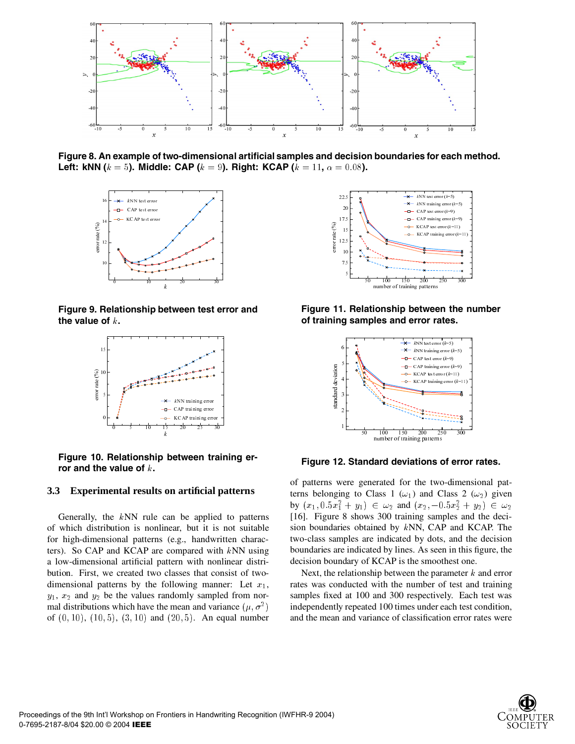**Figure 8. An example of two-dimensional artificial samples and decision boundaries for each method. Left: kNN ($k = 5$). Middle: CAP ($k = 9$). Right: KCAP ($k = 11$, $\alpha = 0.08$).**

**Figure 9. Relationship between test error and the value of $k$.**

**Figure 10. Relationship between training error and the value of $k$.**

**Figure 11. Relationship between the number of training samples and error rates.**

**Figure 12. Standard deviations of error rates.**

### 3.3 Experimental results on artificial patterns

Generally, the $k$NN rule can be applied to patterns of which distribution is nonlinear, but it is not suitable for high-dimensional patterns (e.g., handwritten characters). So CAP and KCAP are compared with $k$NN using a low-dimensional artificial pattern with nonlinear distribution. First, we created two classes that consist of two-dimensional patterns by the following manner: Let $x_1$, $y_1$, $x_2$ and $y_2$ be the values randomly sampled from normal distributions which have the mean and variance $(\mu, \sigma^2)$ of $(0, 10)$, $(10, 5)$, $(3, 10)$ and $(20, 5)$. An equal number of patterns were generated for the two-dimensional patterns belonging to Class 1 ($\omega_1$) and Class 2 ($\omega_2$) given by $(x_1, 0.5x_1^2 + y_1) \in \omega_2$ and $(x_2, -0.5x_2^2 + y_2) \in \omega_2$ [16]. Figure 8 shows 300 training samples and the decision boundaries obtained by $k$NN, CAP and KCAP. The two-class samples are indicated by dots, and the decision boundaries are indicated by lines. As seen in this figure, the decision boundary of KCAP is the smoothest one.

Next, the relationship between the parameter $k$ and error rates was conducted with the number of test and training samples fixed at 100 and 300 respectively. Each test was independently repeated 100 times under each test condition, and the mean and variance of classification error rates were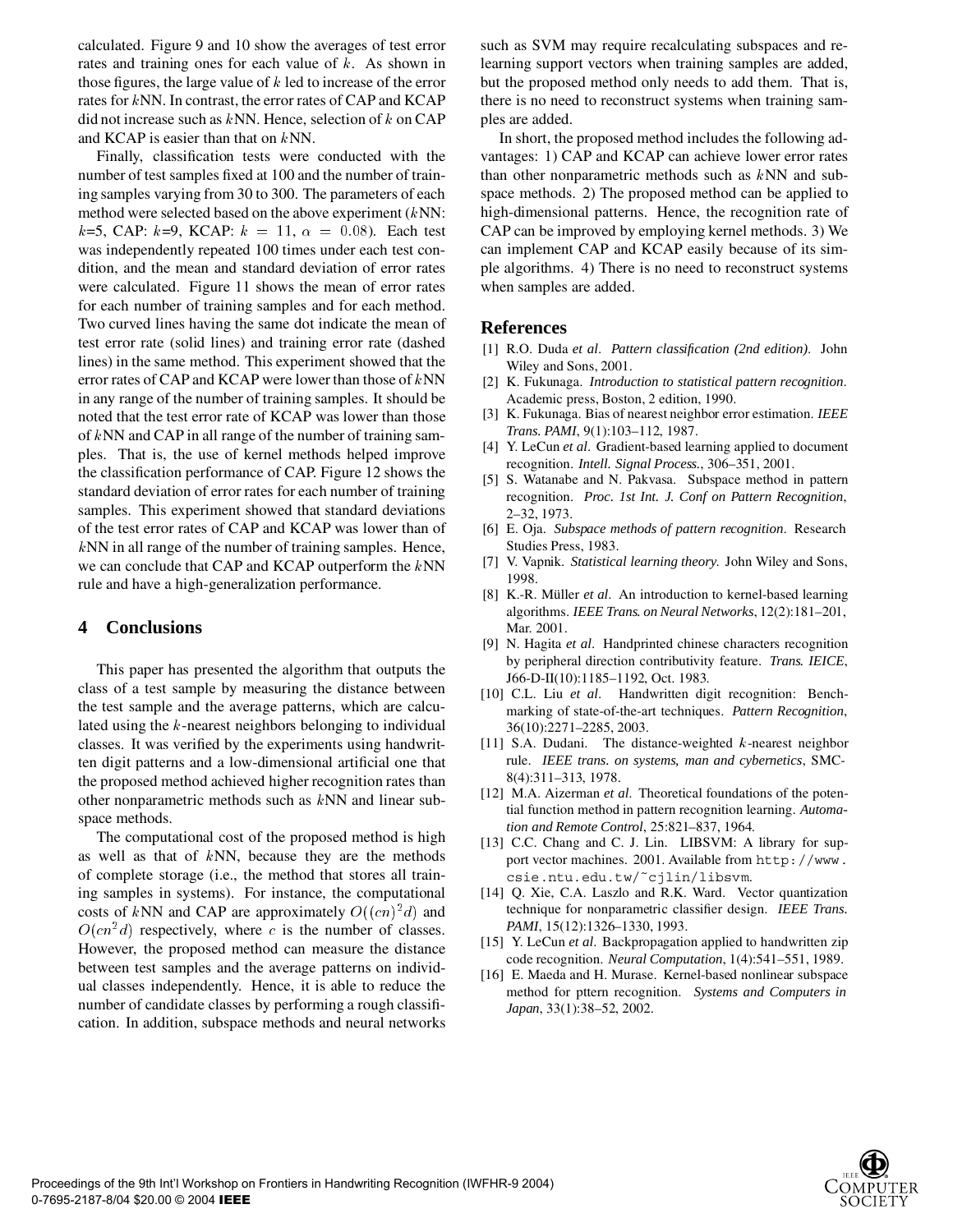calculated. Figure 9 and 10 show the averages of test error rates and training ones for each value of $k$. As shown in those figures, the large value of $k$ led to increase of the error rates for $k$NN. In contrast, the error rates of CAP and KCAP did not increase such as $k$NN. Hence, selection of $k$ on CAP and KCAP is easier than that on $k$NN.

Finally, classification tests were conducted with the number of test samples fixed at 100 and the number of training samples varying from 30 to 300. The parameters of each method were selected based on the above experiment ($k$NN: $k$=5, CAP: $k$=9, KCAP: $k = 11$, $\alpha = 0.08$). Each test was independently repeated 100 times under each test condition, and the mean and standard deviation of error rates were calculated. Figure 11 shows the mean of error rates for each number of training samples and for each method. Two curved lines having the same dot indicate the mean of test error rate (solid lines) and training error rate (dashed lines) in the same method. This experiment showed that the error rates of CAP and KCAP were lower than those of $k$NN in any range of the number of training samples. It should be noted that the test error rate of KCAP was lower than those of $k$NN and CAP in all range of the number of training samples. That is, the use of kernel methods helped improve the classification performance of CAP. Figure 12 shows the standard deviation of error rates for each number of training samples. This experiment showed that standard deviations of the test error rates of CAP and KCAP was lower than of $k$NN in all range of the number of training samples. Hence, we can conclude that CAP and KCAP outperform the $k$NN rule and have a high-generalization performance.

## 4 Conclusions

This paper has presented the algorithm that outputs the class of a test sample by measuring the distance between the test sample and the average patterns, which are calculated using the $k$-nearest neighbors belonging to individual classes. It was verified by the experiments using handwritten digit patterns and a low-dimensional artificial one that the proposed method achieved higher recognition rates than other nonparametric methods such as $k$NN and linear subspace methods.

The computational cost of the proposed method is high as well as that of $k$NN, because they are the methods of complete storage (i.e., the method that stores all training samples in systems). For instance, the computational costs of $k$NN and CAP are approximately $O((cn)^2 d)$ and $O(cn^2 d)$ respectively, where $c$ is the number of classes. However, the proposed method can measure the distance between test samples and the average patterns on individual classes independently. Hence, it is able to reduce the number of candidate classes by performing a rough classification. In addition, subspace methods and neural networks such as SVM may require recalculating subspaces and relearning support vectors when training samples are added, but the proposed method only needs to add them. That is, there is no need to reconstruct systems when training samples are added.

In short, the proposed method includes the following advantages: 1) CAP and KCAP can achieve lower error rates than other nonparametric methods such as $k$NN and subspace methods. 2) The proposed method can be applied to high-dimensional patterns. Hence, the recognition rate of CAP can be improved by employing kernel methods. 3) We can implement CAP and KCAP easily because of its simple algorithms. 4) There is no need to reconstruct systems when samples are added.

## References

[1] R.O. Duda *et al*. *Pattern classification (2nd edition)*. John Wiley and Sons, 2001.

[2] K. Fukunaga. *Introduction to statistical pattern recognition*. Academic press, Boston, 2 edition, 1990.

[3] K. Fukunaga. Bias of nearest neighbor error estimation. *IEEE Trans. PAMI*, 9(1):103–112, 1987.

[4] Y. LeCun *et al*. Gradient-based learning applied to document recognition. *Intell. Signal Process.*, 306–351, 2001.

[5] S. Watanabe and N. Pakvasa. Subspace method in pattern recognition. *Proc. 1st Int. J. Conf on Pattern Recognition*, 2–32, 1973.

[6] E. Oja. *Subspace methods of pattern recognition*. Research Studies Press, 1983.

[7] V. Vapnik. *Statistical learning theory*. John Wiley and Sons, 1998.

[8] K.-R. Müller *et al*. An introduction to kernel-based learning algorithms. *IEEE Trans. on Neural Networks*, 12(2):181–201, Mar. 2001.

[9] N. Hagita *et al*. Handprinted chinese characters recognition by peripheral direction contributivity feature. *Trans. IEICE*, J66-D-II(10):1185–1192, Oct. 1983.

[10] C.L. Liu *et al*. Handwritten digit recognition: Benchmarking of state-of-the-art techniques. *Pattern Recognition*, 36(10):2271–2285, 2003.

[11] S.A. Dudani. The distance-weighted $k$-nearest neighbor rule. *IEEE trans. on systems, man and cybernetics*, SMC-8(4):311–313, 1978.

[12] M.A. Aizerman *et al*. Theoretical foundations of the potential function method in pattern recognition learning. *Automation and Remote Control*, 25:821–837, 1964.

[13] C.C. Chang and C. J. Lin. LIBSVM: A library for support vector machines. 2001. Available from `http://www.csie.ntu.edu.tw/~cjlin/libsvm`.

[14] Q. Xie, C.A. Laszlo and R.K. Ward. Vector quantization technique for nonparametric classifier design. *IEEE Trans. PAMI*, 15(12):1326–1330, 1993.

[15] Y. LeCun *et al*. Backpropagation applied to handwritten zip code recognition. *Neural Computation*, 1(4):541–551, 1989.

[16] E. Maeda and H. Murase. Kernel-based nonlinear subspace method for pttern recognition. *Systems and Computers in Japan*, 33(1):38–52, 2002.